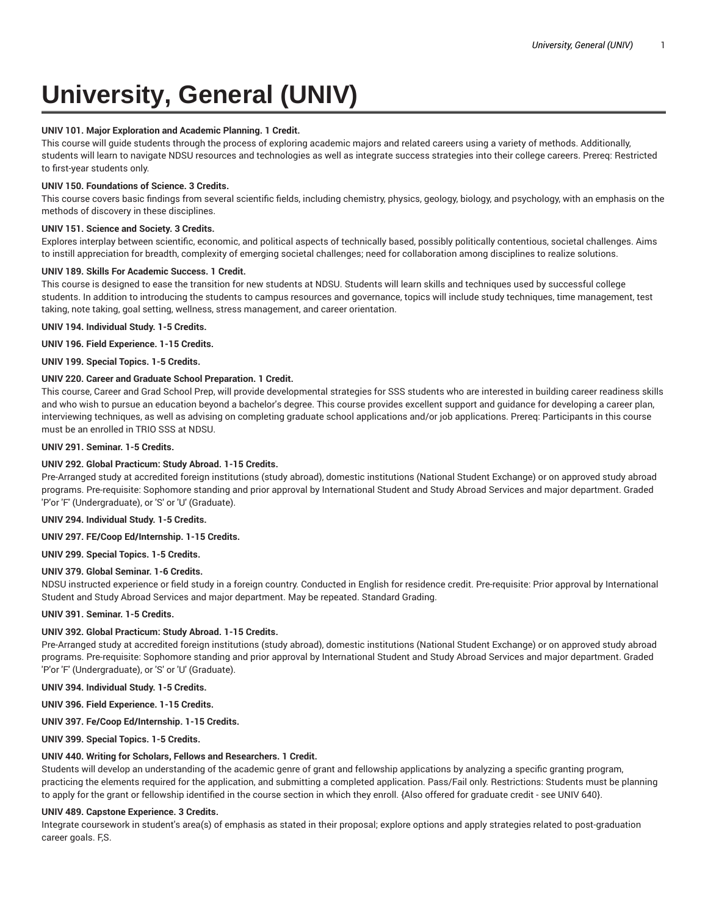# University, General (UNIV)

**UNIV 101. Major Exploration and Academic Planning. 1 Credit.**

This course will guide students through the process of exploring academic majors and related careers using a variety of methods. Additionally, students will learn to navigate NDSU resources and technologies as well as integrate success strategies into their college careers. Prereq: Restricted to first-year students only.

**UNIV 150. Foundations of Science. 3 Credits.**

This course covers basic findings from several scientific fields, including chemistry, physics, geology, biology, and psychology, with an emphasis on the methods of discovery in these disciplines.

**UNIV 151. Science and Society. 3 Credits.**

Explores interplay between scientific, economic, and political aspects of technically based, possibly politically contentious, societal challenges. Aims to instill appreciation for breadth, complexity of emerging societal challenges; need for collaboration among disciplines to realize solutions.

**UNIV 189. Skills For Academic Success. 1 Credit.**

This course is designed to ease the transition for new students at NDSU. Students will learn skills and techniques used by successful college students. In addition to introducing the students to campus resources and governance, topics will include study techniques, time management, test taking, note taking, goal setting, wellness, stress management, and career orientation.

**UNIV 194. Individual Study. 1-5 Credits.**

**UNIV 196. Field Experience. 1-15 Credits.**

**UNIV 199. Special Topics. 1-5 Credits.**

**UNIV 220. Career and Graduate School Preparation. 1 Credit.**

This course, Career and Grad School Prep, will provide developmental strategies for SSS students who are interested in building career readiness skills and who wish to pursue an education beyond a bachelor's degree. This course provides excellent support and guidance for developing a career plan, interviewing techniques, as well as advising on completing graduate school applications and/or job applications. Prereq: Participants in this course must be an enrolled in TRIO SSS at NDSU.

**UNIV 291. Seminar. 1-5 Credits.**

**UNIV 292. Global Practicum: Study Abroad. 1-15 Credits.**

Pre-Arranged study at accredited foreign institutions (study abroad), domestic institutions (National Student Exchange) or on approved study abroad programs. Pre-requisite: Sophomore standing and prior approval by International Student and Study Abroad Services and major department. Graded 'P'or 'F' (Undergraduate), or 'S' or 'U' (Graduate).

**UNIV 294. Individual Study. 1-5 Credits.**

**UNIV 297. FE/Coop Ed/Internship. 1-15 Credits.**

**UNIV 299. Special Topics. 1-5 Credits.**

**UNIV 379. Global Seminar. 1-6 Credits.**

NDSU instructed experience or field study in a foreign country. Conducted in English for residence credit. Pre-requisite: Prior approval by International Student and Study Abroad Services and major department. May be repeated. Standard Grading.

**UNIV 391. Seminar. 1-5 Credits.**

**UNIV 392. Global Practicum: Study Abroad. 1-15 Credits.**

Pre-Arranged study at accredited foreign institutions (study abroad), domestic institutions (National Student Exchange) or on approved study abroad programs. Pre-requisite: Sophomore standing and prior approval by International Student and Study Abroad Services and major department. Graded 'P'or 'F' (Undergraduate), or 'S' or 'U' (Graduate).

**UNIV 394. Individual Study. 1-5 Credits.**

**UNIV 396. Field Experience. 1-15 Credits.**

**UNIV 397. Fe/Coop Ed/Internship. 1-15 Credits.**

**UNIV 399. Special Topics. 1-5 Credits.**

**UNIV 440. Writing for Scholars, Fellows and Researchers. 1 Credit.**

Students will develop an understanding of the academic genre of grant and fellowship applications by analyzing a specific granting program, practicing the elements required for the application, and submitting a completed application. Pass/Fail only. Restrictions: Students must be planning to apply for the grant or fellowship identified in the course section in which they enroll. {Also offered for graduate credit - see UNIV 640}.

**UNIV 489. Capstone Experience. 3 Credits.**

Integrate coursework in student's area(s) of emphasis as stated in their proposal; explore options and apply strategies related to post-graduation career goals. F,S.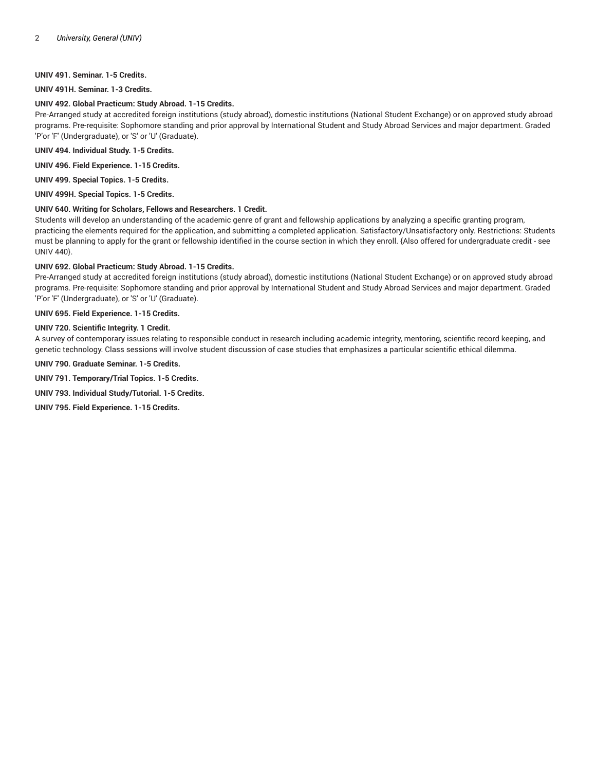**UNIV 491. Seminar. 1-5 Credits.**

**UNIV 491H. Seminar. 1-3 Credits.**

**UNIV 492. Global Practicum: Study Abroad. 1-15 Credits.**
Pre-Arranged study at accredited foreign institutions (study abroad), domestic institutions (National Student Exchange) or on approved study abroad programs. Pre-requisite: Sophomore standing and prior approval by International Student and Study Abroad Services and major department. Graded 'P'or 'F' (Undergraduate), or 'S' or 'U' (Graduate).

**UNIV 494. Individual Study. 1-5 Credits.**

**UNIV 496. Field Experience. 1-15 Credits.**

**UNIV 499. Special Topics. 1-5 Credits.**

**UNIV 499H. Special Topics. 1-5 Credits.**

**UNIV 640. Writing for Scholars, Fellows and Researchers. 1 Credit.**
Students will develop an understanding of the academic genre of grant and fellowship applications by analyzing a specific granting program, practicing the elements required for the application, and submitting a completed application. Satisfactory/Unsatisfactory only. Restrictions: Students must be planning to apply for the grant or fellowship identified in the course section in which they enroll. {Also offered for undergraduate credit - see UNIV 440}.

**UNIV 692. Global Practicum: Study Abroad. 1-15 Credits.**
Pre-Arranged study at accredited foreign institutions (study abroad), domestic institutions (National Student Exchange) or on approved study abroad programs. Pre-requisite: Sophomore standing and prior approval by International Student and Study Abroad Services and major department. Graded 'P'or 'F' (Undergraduate), or 'S' or 'U' (Graduate).

**UNIV 695. Field Experience. 1-15 Credits.**

**UNIV 720. Scientific Integrity. 1 Credit.**
A survey of contemporary issues relating to responsible conduct in research including academic integrity, mentoring, scientific record keeping, and genetic technology. Class sessions will involve student discussion of case studies that emphasizes a particular scientific ethical dilemma.

**UNIV 790. Graduate Seminar. 1-5 Credits.**

**UNIV 791. Temporary/Trial Topics. 1-5 Credits.**

**UNIV 793. Individual Study/Tutorial. 1-5 Credits.**

**UNIV 795. Field Experience. 1-15 Credits.**